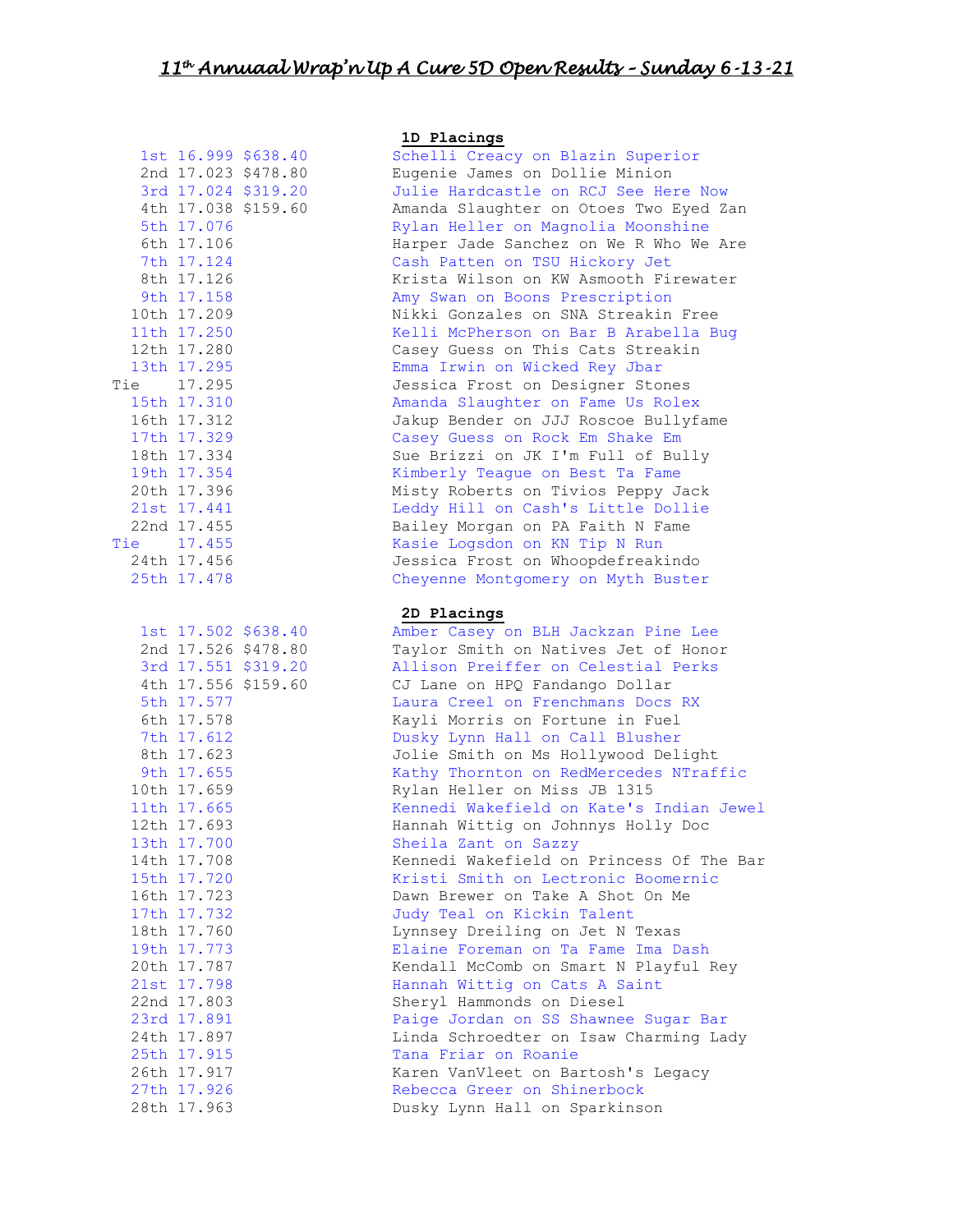# 11[th] Annuaal Wrap'n Up A Cure 5D Open Results – Sunday 6-13-21

**1D Placings**

| Place | Time | Payout | Rider/Horse |
|---|---|---|---|
| 1st | 16.999 | $638.40 | Schelli Creacy on Blazin Superior |
| 2nd | 17.023 | $478.80 | Eugenie James on Dollie Minion |
| 3rd | 17.024 | $319.20 | Julie Hardcastle on RCJ See Here Now |
| 4th | 17.038 | $159.60 | Amanda Slaughter on Otoes Two Eyed Zan |
| 5th | 17.076 | | Rylan Heller on Magnolia Moonshine |
| 6th | 17.106 | | Harper Jade Sanchez on We R Who We Are |
| 7th | 17.124 | | Cash Patten on TSU Hickory Jet |
| 8th | 17.126 | | Krista Wilson on KW Asmooth Firewater |
| 9th | 17.158 | | Amy Swan on Boons Prescription |
| 10th | 17.209 | | Nikki Gonzales on SNA Streakin Free |
| 11th | 17.250 | | Kelli McPherson on Bar B Arabella Bug |
| 12th | 17.280 | | Casey Guess on This Cats Streakin |
| 13th | 17.295 | | Emma Irwin on Wicked Rey Jbar |
| Tie | 17.295 | | Jessica Frost on Designer Stones |
| 15th | 17.310 | | Amanda Slaughter on Fame Us Rolex |
| 16th | 17.312 | | Jakup Bender on JJJ Roscoe Bullyfame |
| 17th | 17.329 | | Casey Guess on Rock Em Shake Em |
| 18th | 17.334 | | Sue Brizzi on JK I'm Full of Bully |
| 19th | 17.354 | | Kimberly Teague on Best Ta Fame |
| 20th | 17.396 | | Misty Roberts on Tivios Peppy Jack |
| 21st | 17.441 | | Leddy Hill on Cash's Little Dollie |
| 22nd | 17.455 | | Bailey Morgan on PA Faith N Fame |
| Tie | 17.455 | | Kasie Logsdon on KN Tip N Run |
| 24th | 17.456 | | Jessica Frost on Whoopdefreakindo |
| 25th | 17.478 | | Cheyenne Montgomery on Myth Buster |

**2D Placings**

| Place | Time | Payout | Rider/Horse |
|---|---|---|---|
| 1st | 17.502 | $638.40 | Amber Casey on BLH Jackzan Pine Lee |
| 2nd | 17.526 | $478.80 | Taylor Smith on Natives Jet of Honor |
| 3rd | 17.551 | $319.20 | Allison Preiffer on Celestial Perks |
| 4th | 17.556 | $159.60 | CJ Lane on HPQ Fandango Dollar |
| 5th | 17.577 | | Laura Creel on Frenchmans Docs RX |
| 6th | 17.578 | | Kayli Morris on Fortune in Fuel |
| 7th | 17.612 | | Dusky Lynn Hall on Call Blusher |
| 8th | 17.623 | | Jolie Smith on Ms Hollywood Delight |
| 9th | 17.655 | | Kathy Thornton on RedMercedes NTraffic |
| 10th | 17.659 | | Rylan Heller on Miss JB 1315 |
| 11th | 17.665 | | Kennedi Wakefield on Kate's Indian Jewel |
| 12th | 17.693 | | Hannah Wittig on Johnnys Holly Doc |
| 13th | 17.700 | | Sheila Zant on Sazzy |
| 14th | 17.708 | | Kennedi Wakefield on Princess Of The Bar |
| 15th | 17.720 | | Kristi Smith on Lectronic Boomernic |
| 16th | 17.723 | | Dawn Brewer on Take A Shot On Me |
| 17th | 17.732 | | Judy Teal on Kickin Talent |
| 18th | 17.760 | | Lynnsey Dreiling on Jet N Texas |
| 19th | 17.773 | | Elaine Foreman on Ta Fame Ima Dash |
| 20th | 17.787 | | Kendall McComb on Smart N Playful Rey |
| 21st | 17.798 | | Hannah Wittig on Cats A Saint |
| 22nd | 17.803 | | Sheryl Hammonds on Diesel |
| 23rd | 17.891 | | Paige Jordan on SS Shawnee Sugar Bar |
| 24th | 17.897 | | Linda Schroedter on Isaw Charming Lady |
| 25th | 17.915 | | Tana Friar on Roanie |
| 26th | 17.917 | | Karen VanVleet on Bartosh's Legacy |
| 27th | 17.926 | | Rebecca Greer on Shinerbock |
| 28th | 17.963 | | Dusky Lynn Hall on Sparkinson |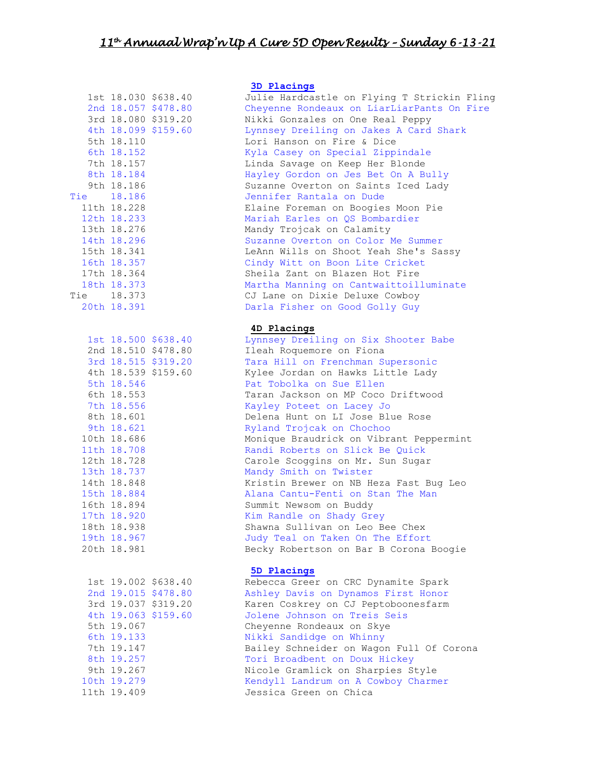# 11th Annuaal Wrap'n Up A Cure 5D Open Results – Sunday 6-13-21

## 3D Placings

| Place | Time | Payout | Rider on Horse |
|---|---|---|---|
| 1st | 18.030 | $638.40 | Julie Hardcastle on Flying T Strickin Fling |
| 2nd | 18.057 | $478.80 | Cheyenne Rondeaux on LiarLiarPants On Fire |
| 3rd | 18.080 | $319.20 | Nikki Gonzales on One Real Peppy |
| 4th | 18.099 | $159.60 | Lynnsey Dreiling on Jakes A Card Shark |
| 5th | 18.110 | | Lori Hanson on Fire & Dice |
| 6th | 18.152 | | Kyla Casey on Special Zippindale |
| 7th | 18.157 | | Linda Savage on Keep Her Blonde |
| 8th | 18.184 | | Hayley Gordon on Jes Bet On A Bully |
| 9th | 18.186 | | Suzanne Overton on Saints Iced Lady |
| Tie | 18.186 | | Jennifer Rantala on Dude |
| 11th | 18.228 | | Elaine Foreman on Boogies Moon Pie |
| 12th | 18.233 | | Mariah Earles on QS Bombardier |
| 13th | 18.276 | | Mandy Trojcak on Calamity |
| 14th | 18.296 | | Suzanne Overton on Color Me Summer |
| 15th | 18.341 | | LeAnn Wills on Shoot Yeah She's Sassy |
| 16th | 18.357 | | Cindy Witt on Boon Lite Cricket |
| 17th | 18.364 | | Sheila Zant on Blazen Hot Fire |
| 18th | 18.373 | | Martha Manning on Cantwaittoilluminate |
| Tie | 18.373 | | CJ Lane on Dixie Deluxe Cowboy |
| 20th | 18.391 | | Darla Fisher on Good Golly Guy |

## 4D Placings

| Place | Time | Payout | Rider on Horse |
|---|---|---|---|
| 1st | 18.500 | $638.40 | Lynnsey Dreiling on Six Shooter Babe |
| 2nd | 18.510 | $478.80 | Ileah Roquemore on Fiona |
| 3rd | 18.515 | $319.20 | Tara Hill on Frenchman Supersonic |
| 4th | 18.539 | $159.60 | Kylee Jordan on Hawks Little Lady |
| 5th | 18.546 | | Pat Tobolka on Sue Ellen |
| 6th | 18.553 | | Taran Jackson on MP Coco Driftwood |
| 7th | 18.556 | | Kayley Poteet on Lacey Jo |
| 8th | 18.601 | | Delena Hunt on LI Jose Blue Rose |
| 9th | 18.621 | | Ryland Trojcak on Chochoo |
| 10th | 18.686 | | Monique Braudrick on Vibrant Peppermint |
| 11th | 18.708 | | Randi Roberts on Slick Be Quick |
| 12th | 18.728 | | Carole Scoggins on Mr. Sun Sugar |
| 13th | 18.737 | | Mandy Smith on Twister |
| 14th | 18.848 | | Kristin Brewer on NB Heza Fast Bug Leo |
| 15th | 18.884 | | Alana Cantu-Fenti on Stan The Man |
| 16th | 18.894 | | Summit Newsom on Buddy |
| 17th | 18.920 | | Kim Randle on Shady Grey |
| 18th | 18.938 | | Shawna Sullivan on Leo Bee Chex |
| 19th | 18.967 | | Judy Teal on Taken On The Effort |
| 20th | 18.981 | | Becky Robertson on Bar B Corona Boogie |

## 5D Placings

| Place | Time | Payout | Rider on Horse |
|---|---|---|---|
| 1st | 19.002 | $638.40 | Rebecca Greer on CRC Dynamite Spark |
| 2nd | 19.015 | $478.80 | Ashley Davis on Dynamos First Honor |
| 3rd | 19.037 | $319.20 | Karen Coskrey on CJ Peptoboonesfarm |
| 4th | 19.063 | $159.60 | Jolene Johnson on Treis Seis |
| 5th | 19.067 | | Cheyenne Rondeaux on Skye |
| 6th | 19.133 | | Nikki Sandidge on Whinny |
| 7th | 19.147 | | Bailey Schneider on Wagon Full Of Corona |
| 8th | 19.257 | | Tori Broadbent on Doux Hickey |
| 9th | 19.267 | | Nicole Gramlick on Sharpies Style |
| 10th | 19.279 | | Kendyll Landrum on A Cowboy Charmer |
| 11th | 19.409 | | Jessica Green on Chica |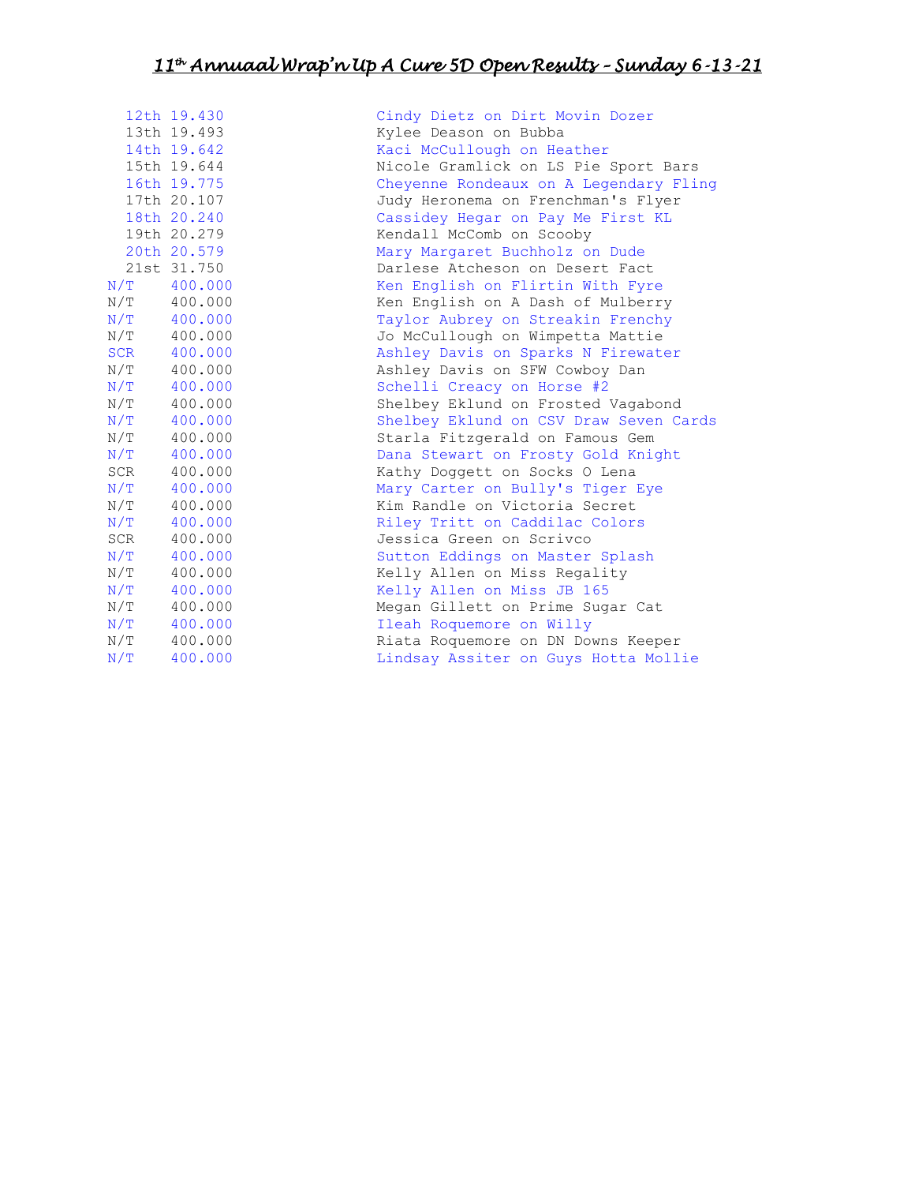# *11th Annuaal Wrap'n Up A Cure 5D Open Results – Sunday 6-13-21*

| | | |
|---|---|---|
| 12th | 19.430 | Cindy Dietz on Dirt Movin Dozer |
| 13th | 19.493 | Kylee Deason on Bubba |
| 14th | 19.642 | Kaci McCullough on Heather |
| 15th | 19.644 | Nicole Gramlick on LS Pie Sport Bars |
| 16th | 19.775 | Cheyenne Rondeaux on A Legendary Fling |
| 17th | 20.107 | Judy Heronema on Frenchman's Flyer |
| 18th | 20.240 | Cassidey Hegar on Pay Me First KL |
| 19th | 20.279 | Kendall McComb on Scooby |
| 20th | 20.579 | Mary Margaret Buchholz on Dude |
| 21st | 31.750 | Darlese Atcheson on Desert Fact |
| N/T | 400.000 | Ken English on Flirtin With Fyre |
| N/T | 400.000 | Ken English on A Dash of Mulberry |
| N/T | 400.000 | Taylor Aubrey on Streakin Frenchy |
| N/T | 400.000 | Jo McCullough on Wimpetta Mattie |
| SCR | 400.000 | Ashley Davis on Sparks N Firewater |
| N/T | 400.000 | Ashley Davis on SFW Cowboy Dan |
| N/T | 400.000 | Schelli Creacy on Horse #2 |
| N/T | 400.000 | Shelbey Eklund on Frosted Vagabond |
| N/T | 400.000 | Shelbey Eklund on CSV Draw Seven Cards |
| N/T | 400.000 | Starla Fitzgerald on Famous Gem |
| N/T | 400.000 | Dana Stewart on Frosty Gold Knight |
| SCR | 400.000 | Kathy Doggett on Socks O Lena |
| N/T | 400.000 | Mary Carter on Bully's Tiger Eye |
| N/T | 400.000 | Kim Randle on Victoria Secret |
| N/T | 400.000 | Riley Tritt on Caddilac Colors |
| SCR | 400.000 | Jessica Green on Scrivco |
| N/T | 400.000 | Sutton Eddings on Master Splash |
| N/T | 400.000 | Kelly Allen on Miss Regality |
| N/T | 400.000 | Kelly Allen on Miss JB 165 |
| N/T | 400.000 | Megan Gillett on Prime Sugar Cat |
| N/T | 400.000 | Ileah Roquemore on Willy |
| N/T | 400.000 | Riata Roquemore on DN Downs Keeper |
| N/T | 400.000 | Lindsay Assiter on Guys Hotta Mollie |